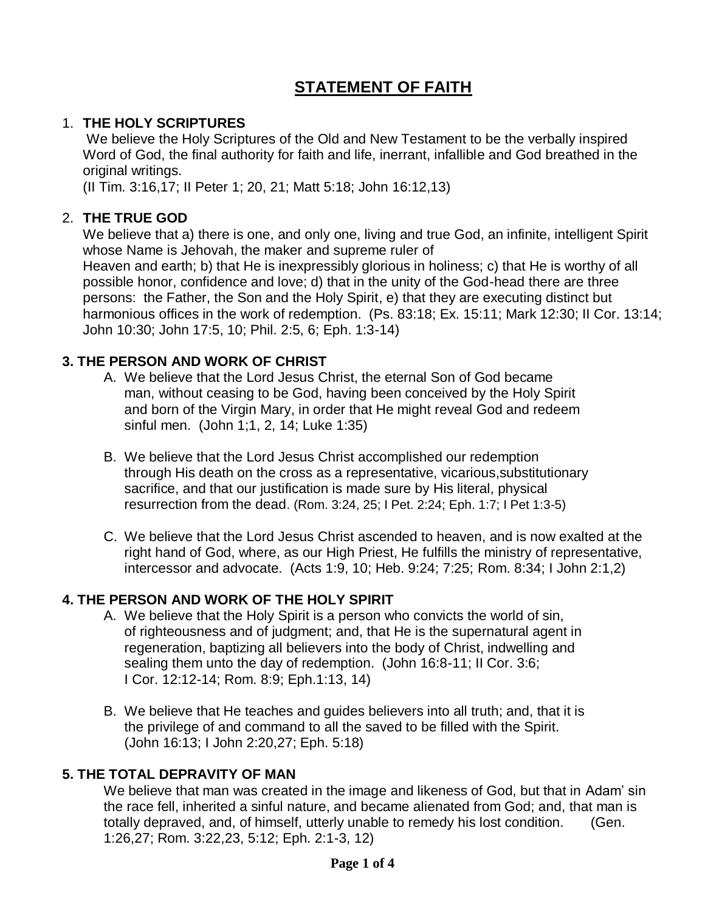# STATEMENT OF FAITH

## 1. THE HOLY SCRIPTURES

We believe the Holy Scriptures of the Old and New Testament to be the verbally inspired Word of God, the final authority for faith and life, inerrant, infallible and God breathed in the original writings.
(II Tim. 3:16,17; II Peter 1; 20, 21; Matt 5:18; John 16:12,13)

## 2. THE TRUE GOD

We believe that a) there is one, and only one, living and true God, an infinite, intelligent Spirit whose Name is Jehovah, the maker and supreme ruler of Heaven and earth; b) that He is inexpressibly glorious in holiness; c) that He is worthy of all possible honor, confidence and love; d) that in the unity of the God-head there are three persons: the Father, the Son and the Holy Spirit, e) that they are executing distinct but harmonious offices in the work of redemption. (Ps. 83:18; Ex. 15:11; Mark 12:30; II Cor. 13:14; John 10:30; John 17:5, 10; Phil. 2:5, 6; Eph. 1:3-14)

## 3. THE PERSON AND WORK OF CHRIST

A. We believe that the Lord Jesus Christ, the eternal Son of God became man, without ceasing to be God, having been conceived by the Holy Spirit and born of the Virgin Mary, in order that He might reveal God and redeem sinful men. (John 1;1, 2, 14; Luke 1:35)

B. We believe that the Lord Jesus Christ accomplished our redemption through His death on the cross as a representative, vicarious,substitutionary sacrifice, and that our justification is made sure by His literal, physical resurrection from the dead. (Rom. 3:24, 25; I Pet. 2:24; Eph. 1:7; I Pet 1:3-5)

C. We believe that the Lord Jesus Christ ascended to heaven, and is now exalted at the right hand of God, where, as our High Priest, He fulfills the ministry of representative, intercessor and advocate. (Acts 1:9, 10; Heb. 9:24; 7:25; Rom. 8:34; I John 2:1,2)

## 4. THE PERSON AND WORK OF THE HOLY SPIRIT

A. We believe that the Holy Spirit is a person who convicts the world of sin, of righteousness and of judgment; and, that He is the supernatural agent in regeneration, baptizing all believers into the body of Christ, indwelling and sealing them unto the day of redemption. (John 16:8-11; II Cor. 3:6; I Cor. 12:12-14; Rom. 8:9; Eph.1:13, 14)

B. We believe that He teaches and guides believers into all truth; and, that it is the privilege of and command to all the saved to be filled with the Spirit. (John 16:13; I John 2:20,27; Eph. 5:18)

## 5. THE TOTAL DEPRAVITY OF MAN

We believe that man was created in the image and likeness of God, but that in Adam' sin the race fell, inherited a sinful nature, and became alienated from God; and, that man is totally depraved, and, of himself, utterly unable to remedy his lost condition. (Gen. 1:26,27; Rom. 3:22,23, 5:12; Eph. 2:1-3, 12)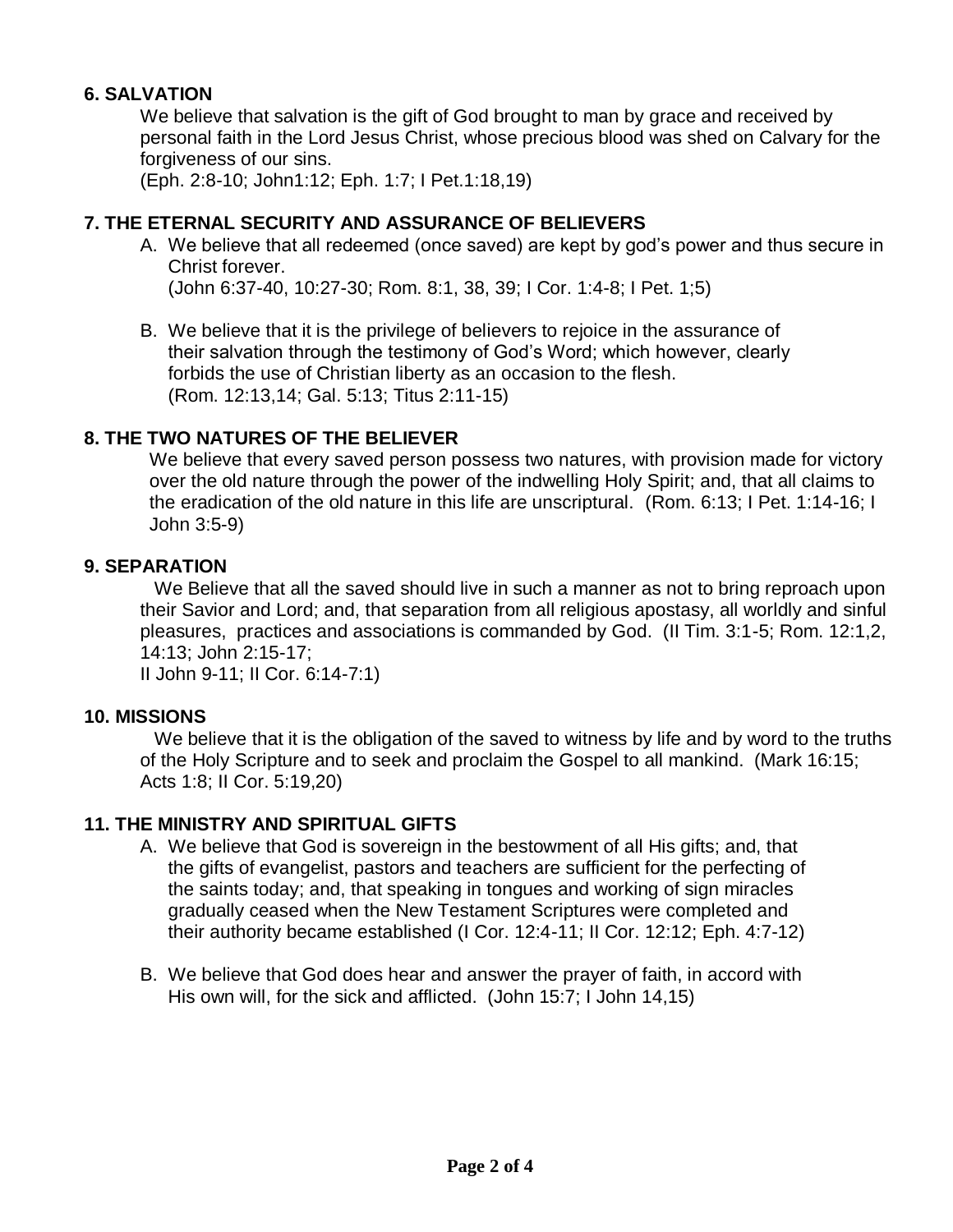## 6. SALVATION

We believe that salvation is the gift of God brought to man by grace and received by personal faith in the Lord Jesus Christ, whose precious blood was shed on Calvary for the forgiveness of our sins.
(Eph. 2:8-10; John1:12; Eph. 1:7; I Pet.1:18,19)

## 7. THE ETERNAL SECURITY AND ASSURANCE OF BELIEVERS

A. We believe that all redeemed (once saved) are kept by god's power and thus secure in Christ forever.
(John 6:37-40, 10:27-30; Rom. 8:1, 38, 39; I Cor. 1:4-8; I Pet. 1;5)

B. We believe that it is the privilege of believers to rejoice in the assurance of their salvation through the testimony of God's Word; which however, clearly forbids the use of Christian liberty as an occasion to the flesh.
(Rom. 12:13,14; Gal. 5:13; Titus 2:11-15)

## 8. THE TWO NATURES OF THE BELIEVER

We believe that every saved person possess two natures, with provision made for victory over the old nature through the power of the indwelling Holy Spirit; and, that all claims to the eradication of the old nature in this life are unscriptural. (Rom. 6:13; I Pet. 1:14-16; I John 3:5-9)

## 9. SEPARATION

We Believe that all the saved should live in such a manner as not to bring reproach upon their Savior and Lord; and, that separation from all religious apostasy, all worldly and sinful pleasures, practices and associations is commanded by God. (II Tim. 3:1-5; Rom. 12:1,2, 14:13; John 2:15-17;
II John 9-11; II Cor. 6:14-7:1)

## 10. MISSIONS

We believe that it is the obligation of the saved to witness by life and by word to the truths of the Holy Scripture and to seek and proclaim the Gospel to all mankind. (Mark 16:15; Acts 1:8; II Cor. 5:19,20)

## 11. THE MINISTRY AND SPIRITUAL GIFTS

A. We believe that God is sovereign in the bestowment of all His gifts; and, that the gifts of evangelist, pastors and teachers are sufficient for the perfecting of the saints today; and, that speaking in tongues and working of sign miracles gradually ceased when the New Testament Scriptures were completed and their authority became established (I Cor. 12:4-11; II Cor. 12:12; Eph. 4:7-12)

B. We believe that God does hear and answer the prayer of faith, in accord with His own will, for the sick and afflicted. (John 15:7; I John 14,15)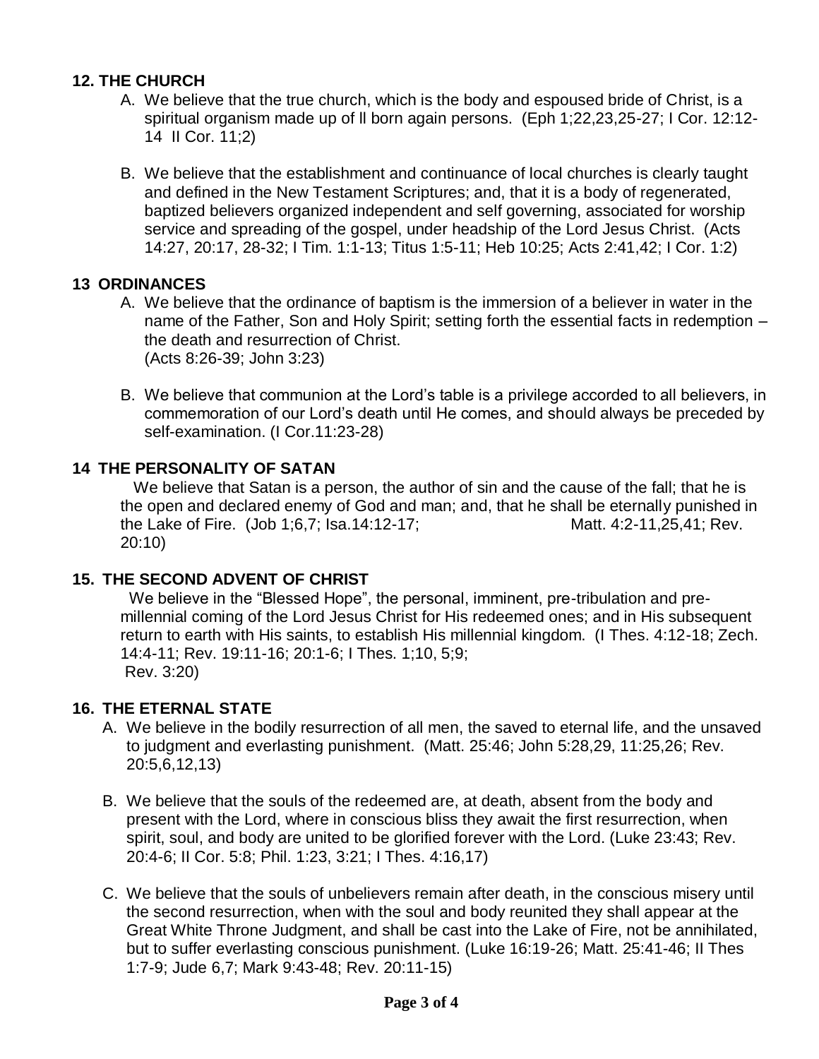## 12. THE CHURCH

A. We believe that the true church, which is the body and espoused bride of Christ, is a spiritual organism made up of ll born again persons. (Eph 1;22,23,25-27; I Cor. 12:12-14 II Cor. 11;2)

B. We believe that the establishment and continuance of local churches is clearly taught and defined in the New Testament Scriptures; and, that it is a body of regenerated, baptized believers organized independent and self governing, associated for worship service and spreading of the gospel, under headship of the Lord Jesus Christ. (Acts 14:27, 20:17, 28-32; I Tim. 1:1-13; Titus 1:5-11; Heb 10:25; Acts 2:41,42; I Cor. 1:2)

## 13 ORDINANCES

A. We believe that the ordinance of baptism is the immersion of a believer in water in the name of the Father, Son and Holy Spirit; setting forth the essential facts in redemption – the death and resurrection of Christ. (Acts 8:26-39; John 3:23)

B. We believe that communion at the Lord's table is a privilege accorded to all believers, in commemoration of our Lord's death until He comes, and should always be preceded by self-examination. (I Cor.11:23-28)

## 14 THE PERSONALITY OF SATAN

We believe that Satan is a person, the author of sin and the cause of the fall; that he is the open and declared enemy of God and man; and, that he shall be eternally punished in the Lake of Fire. (Job 1;6,7; Isa.14:12-17; Matt. 4:2-11,25,41; Rev. 20:10)

## 15. THE SECOND ADVENT OF CHRIST

We believe in the "Blessed Hope", the personal, imminent, pre-tribulation and pre-millennial coming of the Lord Jesus Christ for His redeemed ones; and in His subsequent return to earth with His saints, to establish His millennial kingdom. (I Thes. 4:12-18; Zech. 14:4-11; Rev. 19:11-16; 20:1-6; I Thes. 1;10, 5;9; Rev. 3:20)

## 16. THE ETERNAL STATE

A. We believe in the bodily resurrection of all men, the saved to eternal life, and the unsaved to judgment and everlasting punishment. (Matt. 25:46; John 5:28,29, 11:25,26; Rev. 20:5,6,12,13)

B. We believe that the souls of the redeemed are, at death, absent from the body and present with the Lord, where in conscious bliss they await the first resurrection, when spirit, soul, and body are united to be glorified forever with the Lord. (Luke 23:43; Rev. 20:4-6; II Cor. 5:8; Phil. 1:23, 3:21; I Thes. 4:16,17)

C. We believe that the souls of unbelievers remain after death, in the conscious misery until the second resurrection, when with the soul and body reunited they shall appear at the Great White Throne Judgment, and shall be cast into the Lake of Fire, not be annihilated, but to suffer everlasting conscious punishment. (Luke 16:19-26; Matt. 25:41-46; II Thes 1:7-9; Jude 6,7; Mark 9:43-48; Rev. 20:11-15)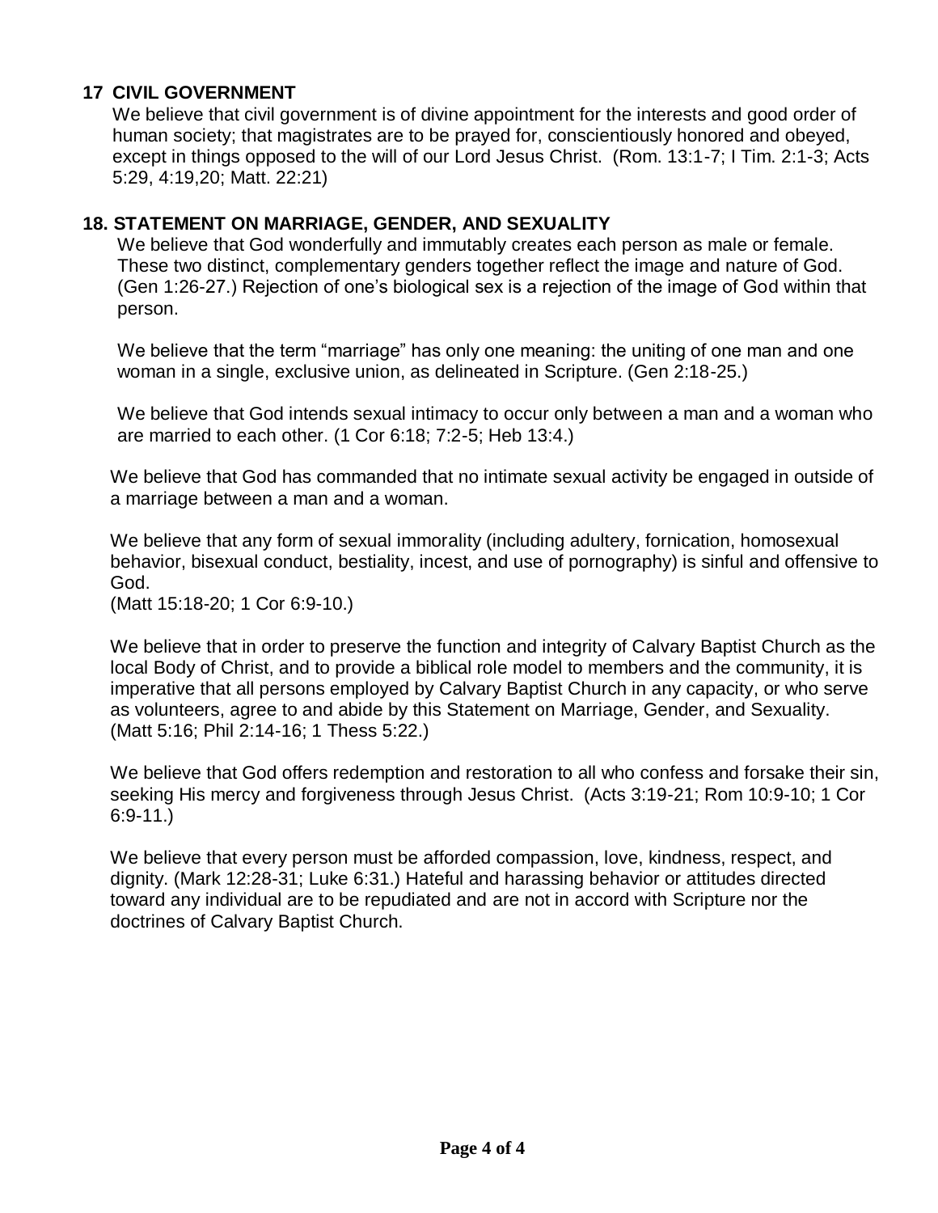## 17 CIVIL GOVERNMENT

We believe that civil government is of divine appointment for the interests and good order of human society; that magistrates are to be prayed for, conscientiously honored and obeyed, except in things opposed to the will of our Lord Jesus Christ. (Rom. 13:1-7; I Tim. 2:1-3; Acts 5:29, 4:19,20; Matt. 22:21)

## 18. STATEMENT ON MARRIAGE, GENDER, AND SEXUALITY

We believe that God wonderfully and immutably creates each person as male or female. These two distinct, complementary genders together reflect the image and nature of God. (Gen 1:26-27.) Rejection of one's biological sex is a rejection of the image of God within that person.

We believe that the term "marriage" has only one meaning: the uniting of one man and one woman in a single, exclusive union, as delineated in Scripture. (Gen 2:18-25.)

We believe that God intends sexual intimacy to occur only between a man and a woman who are married to each other. (1 Cor 6:18; 7:2-5; Heb 13:4.)

We believe that God has commanded that no intimate sexual activity be engaged in outside of a marriage between a man and a woman.

We believe that any form of sexual immorality (including adultery, fornication, homosexual behavior, bisexual conduct, bestiality, incest, and use of pornography) is sinful and offensive to God.
(Matt 15:18-20; 1 Cor 6:9-10.)

We believe that in order to preserve the function and integrity of Calvary Baptist Church as the local Body of Christ, and to provide a biblical role model to members and the community, it is imperative that all persons employed by Calvary Baptist Church in any capacity, or who serve as volunteers, agree to and abide by this Statement on Marriage, Gender, and Sexuality. (Matt 5:16; Phil 2:14-16; 1 Thess 5:22.)

We believe that God offers redemption and restoration to all who confess and forsake their sin, seeking His mercy and forgiveness through Jesus Christ. (Acts 3:19-21; Rom 10:9-10; 1 Cor 6:9-11.)

We believe that every person must be afforded compassion, love, kindness, respect, and dignity. (Mark 12:28-31; Luke 6:31.) Hateful and harassing behavior or attitudes directed toward any individual are to be repudiated and are not in accord with Scripture nor the doctrines of Calvary Baptist Church.